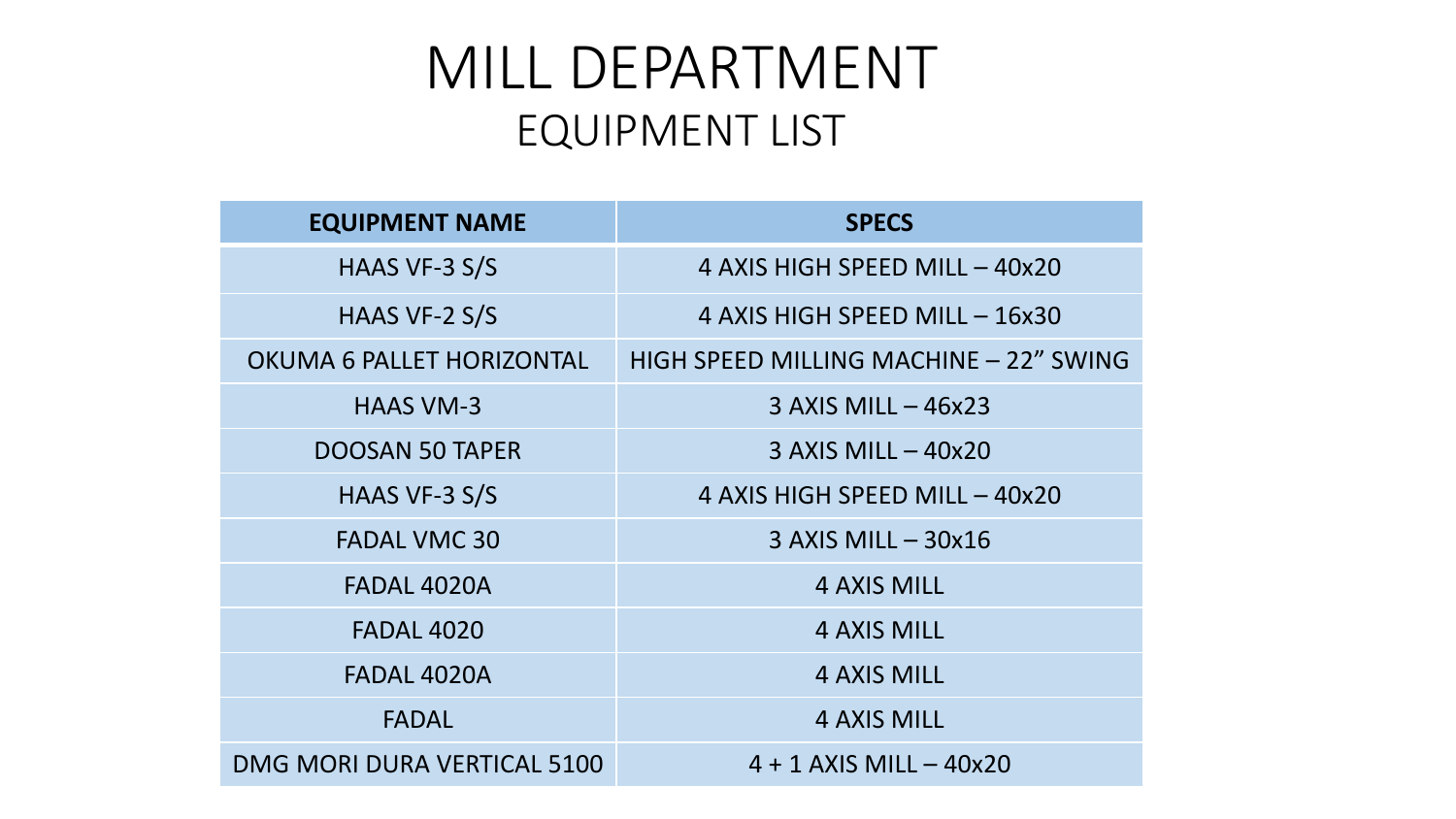# MILL DEPARTMENT

## EQUIPMENT LIST

| EQUIPMENT NAME | SPECS |
| --- | --- |
| HAAS VF-3 S/S | 4 AXIS HIGH SPEED MILL – 40x20 |
| HAAS VF-2 S/S | 4 AXIS HIGH SPEED MILL – 16x30 |
| OKUMA 6 PALLET HORIZONTAL | HIGH SPEED MILLING MACHINE – 22" SWING |
| HAAS VM-3 | 3 AXIS MILL – 46x23 |
| DOOSAN 50 TAPER | 3 AXIS MILL – 40x20 |
| HAAS VF-3 S/S | 4 AXIS HIGH SPEED MILL – 40x20 |
| FADAL VMC 30 | 3 AXIS MILL – 30x16 |
| FADAL 4020A | 4 AXIS MILL |
| FADAL 4020 | 4 AXIS MILL |
| FADAL 4020A | 4 AXIS MILL |
| FADAL | 4 AXIS MILL |
| DMG MORI DURA VERTICAL 5100 | 4 + 1 AXIS MILL – 40x20 |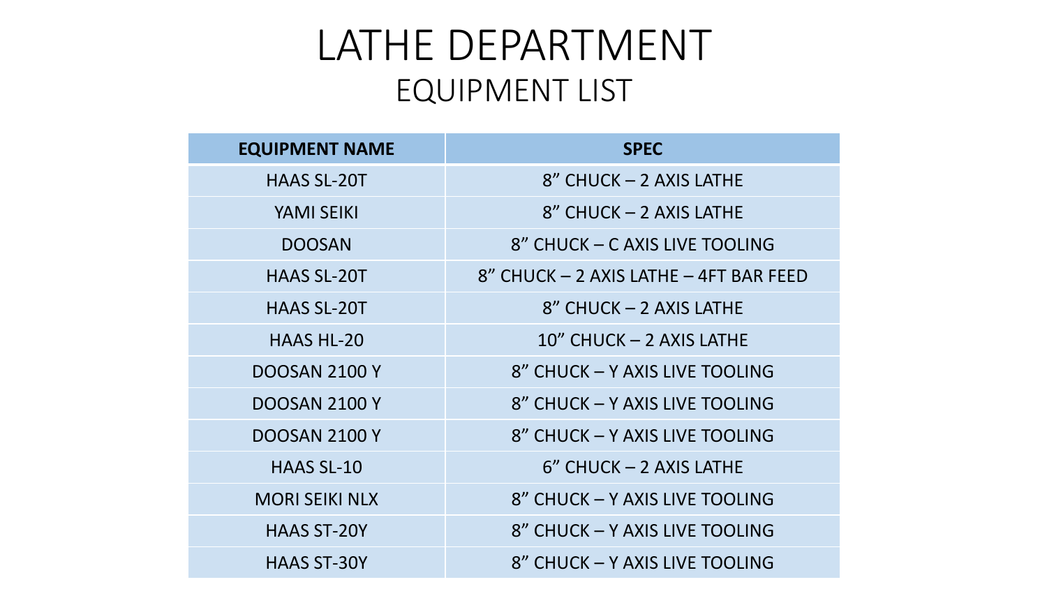# LATHE DEPARTMENT

## EQUIPMENT LIST

| EQUIPMENT NAME | SPEC |
|---|---|
| HAAS SL-20T | 8" CHUCK – 2 AXIS LATHE |
| YAMI SEIKI | 8" CHUCK – 2 AXIS LATHE |
| DOOSAN | 8" CHUCK – C AXIS LIVE TOOLING |
| HAAS SL-20T | 8" CHUCK – 2 AXIS LATHE – 4FT BAR FEED |
| HAAS SL-20T | 8" CHUCK – 2 AXIS LATHE |
| HAAS HL-20 | 10" CHUCK – 2 AXIS LATHE |
| DOOSAN 2100 Y | 8" CHUCK – Y AXIS LIVE TOOLING |
| DOOSAN 2100 Y | 8" CHUCK – Y AXIS LIVE TOOLING |
| DOOSAN 2100 Y | 8" CHUCK – Y AXIS LIVE TOOLING |
| HAAS SL-10 | 6" CHUCK – 2 AXIS LATHE |
| MORI SEIKI NLX | 8" CHUCK – Y AXIS LIVE TOOLING |
| HAAS ST-20Y | 8" CHUCK – Y AXIS LIVE TOOLING |
| HAAS ST-30Y | 8" CHUCK – Y AXIS LIVE TOOLING |